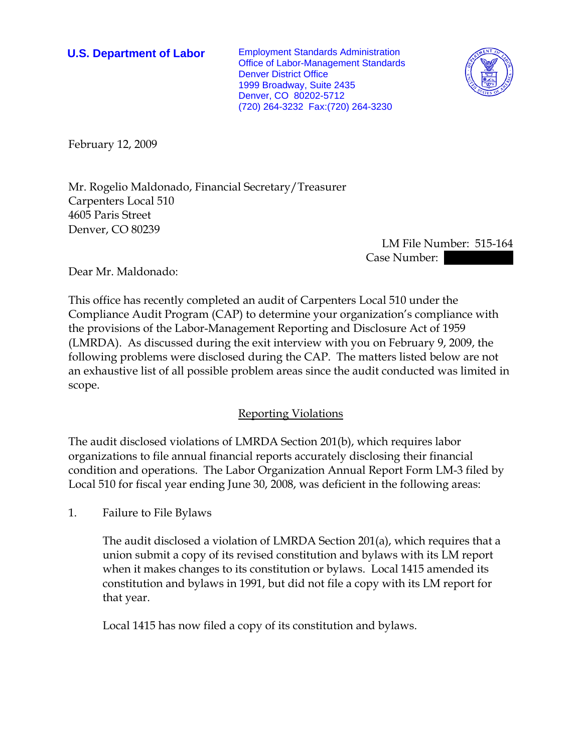**U.S. Department of Labor**

Employment Standards Administration
Office of Labor-Management Standards
Denver District Office
1999 Broadway, Suite 2435
Denver, CO 80202-5712
(720) 264-3232 Fax:(720) 264-3230

February 12, 2009

Mr. Rogelio Maldonado, Financial Secretary/Treasurer
Carpenters Local 510
4605 Paris Street
Denver, CO 80239

LM File Number: 515-164
Case Number:

Dear Mr. Maldonado:

This office has recently completed an audit of Carpenters Local 510 under the Compliance Audit Program (CAP) to determine your organization's compliance with the provisions of the Labor-Management Reporting and Disclosure Act of 1959 (LMRDA). As discussed during the exit interview with you on February 9, 2009, the following problems were disclosed during the CAP. The matters listed below are not an exhaustive list of all possible problem areas since the audit conducted was limited in scope.

## Reporting Violations

The audit disclosed violations of LMRDA Section 201(b), which requires labor organizations to file annual financial reports accurately disclosing their financial condition and operations. The Labor Organization Annual Report Form LM-3 filed by Local 510 for fiscal year ending June 30, 2008, was deficient in the following areas:

1. Failure to File Bylaws

   The audit disclosed a violation of LMRDA Section 201(a), which requires that a union submit a copy of its revised constitution and bylaws with its LM report when it makes changes to its constitution or bylaws. Local 1415 amended its constitution and bylaws in 1991, but did not file a copy with its LM report for that year.

   Local 1415 has now filed a copy of its constitution and bylaws.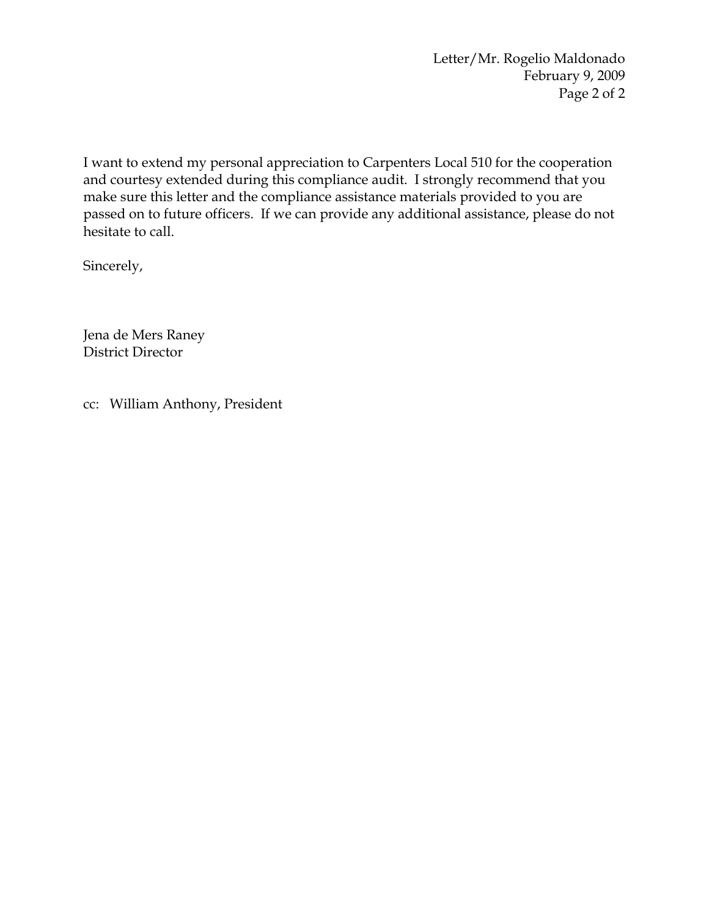I want to extend my personal appreciation to Carpenters Local 510 for the cooperation and courtesy extended during this compliance audit. I strongly recommend that you make sure this letter and the compliance assistance materials provided to you are passed on to future officers. If we can provide any additional assistance, please do not hesitate to call.

Sincerely,

Jena de Mers Raney
District Director

cc: William Anthony, President